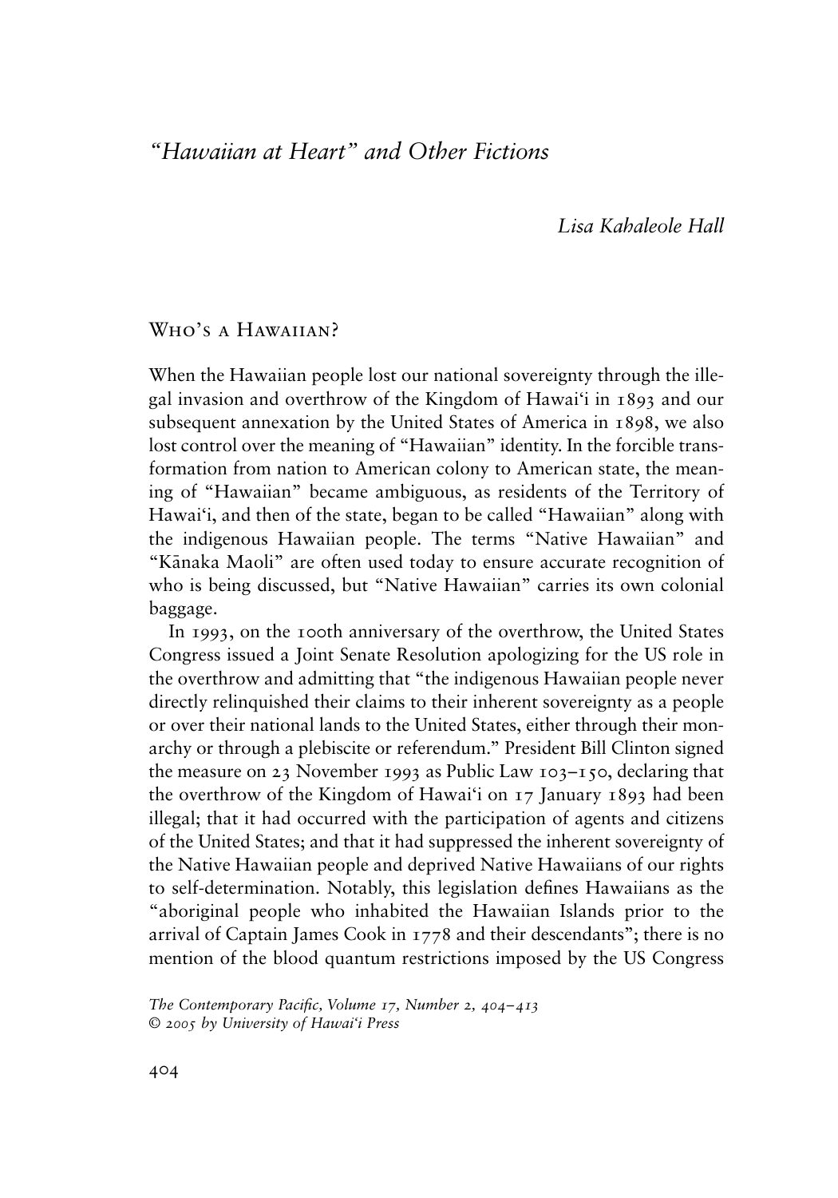# "Hawaiian at Heart" and Other Fictions

*Lisa Kahaleole Hall*

## Who's a Hawaiian?

When the Hawaiian people lost our national sovereignty through the illegal invasion and overthrow of the Kingdom of Hawai'i in 1893 and our subsequent annexation by the United States of America in 1898, we also lost control over the meaning of "Hawaiian" identity. In the forcible transformation from nation to American colony to American state, the meaning of "Hawaiian" became ambiguous, as residents of the Territory of Hawai'i, and then of the state, began to be called "Hawaiian" along with the indigenous Hawaiian people. The terms "Native Hawaiian" and "Kānaka Maoli" are often used today to ensure accurate recognition of who is being discussed, but "Native Hawaiian" carries its own colonial baggage.

In 1993, on the 100th anniversary of the overthrow, the United States Congress issued a Joint Senate Resolution apologizing for the US role in the overthrow and admitting that "the indigenous Hawaiian people never directly relinquished their claims to their inherent sovereignty as a people or over their national lands to the United States, either through their monarchy or through a plebiscite or referendum." President Bill Clinton signed the measure on 23 November 1993 as Public Law 103–150, declaring that the overthrow of the Kingdom of Hawai'i on 17 January 1893 had been illegal; that it had occurred with the participation of agents and citizens of the United States; and that it had suppressed the inherent sovereignty of the Native Hawaiian people and deprived Native Hawaiians of our rights to self-determination. Notably, this legislation defines Hawaiians as the "aboriginal people who inhabited the Hawaiian Islands prior to the arrival of Captain James Cook in 1778 and their descendants"; there is no mention of the blood quantum restrictions imposed by the US Congress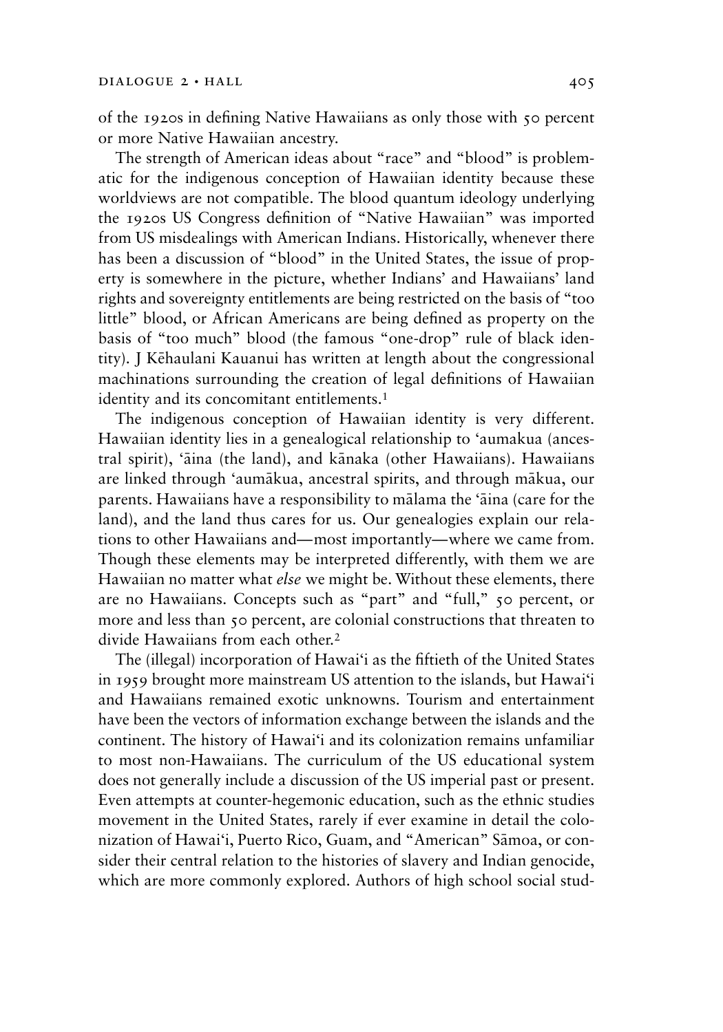of the 1920s in defining Native Hawaiians as only those with 50 percent or more Native Hawaiian ancestry.

The strength of American ideas about "race" and "blood" is problematic for the indigenous conception of Hawaiian identity because these worldviews are not compatible. The blood quantum ideology underlying the 1920s US Congress definition of "Native Hawaiian" was imported from US misdealings with American Indians. Historically, whenever there has been a discussion of "blood" in the United States, the issue of property is somewhere in the picture, whether Indians' and Hawaiians' land rights and sovereignty entitlements are being restricted on the basis of "too little" blood, or African Americans are being defined as property on the basis of "too much" blood (the famous "one-drop" rule of black identity). J Kēhaulani Kauanui has written at length about the congressional machinations surrounding the creation of legal definitions of Hawaiian identity and its concomitant entitlements.[1]

The indigenous conception of Hawaiian identity is very different. Hawaiian identity lies in a genealogical relationship to 'aumakua (ancestral spirit), 'āina (the land), and kānaka (other Hawaiians). Hawaiians are linked through 'aumākua, ancestral spirits, and through mākua, our parents. Hawaiians have a responsibility to mālama the 'āina (care for the land), and the land thus cares for us. Our genealogies explain our relations to other Hawaiians and—most importantly—where we came from. Though these elements may be interpreted differently, with them we are Hawaiian no matter what *else* we might be. Without these elements, there are no Hawaiians. Concepts such as "part" and "full," 50 percent, or more and less than 50 percent, are colonial constructions that threaten to divide Hawaiians from each other.[2]

The (illegal) incorporation of Hawai'i as the fiftieth of the United States in 1959 brought more mainstream US attention to the islands, but Hawai'i and Hawaiians remained exotic unknowns. Tourism and entertainment have been the vectors of information exchange between the islands and the continent. The history of Hawai'i and its colonization remains unfamiliar to most non-Hawaiians. The curriculum of the US educational system does not generally include a discussion of the US imperial past or present. Even attempts at counter-hegemonic education, such as the ethnic studies movement in the United States, rarely if ever examine in detail the colonization of Hawai'i, Puerto Rico, Guam, and "American" Sāmoa, or consider their central relation to the histories of slavery and Indian genocide, which are more commonly explored. Authors of high school social stud-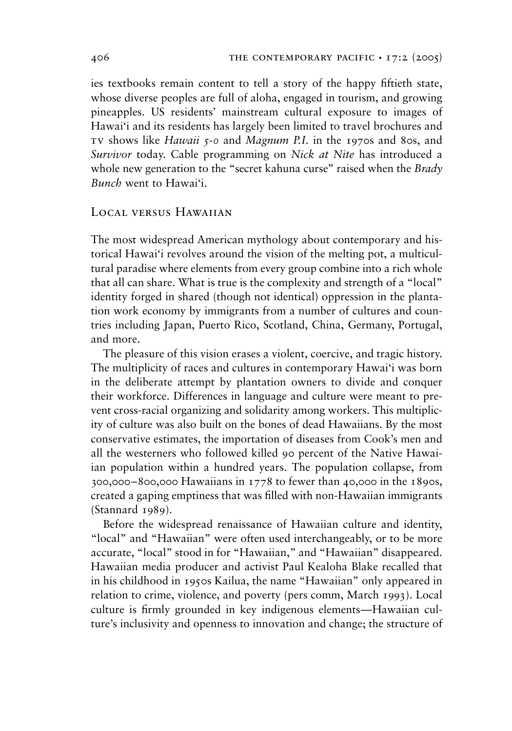ies textbooks remain content to tell a story of the happy fiftieth state, whose diverse peoples are full of aloha, engaged in tourism, and growing pineapples. US residents' mainstream cultural exposure to images of Hawai'i and its residents has largely been limited to travel brochures and TV shows like *Hawaii 5-0* and *Magnum P.I.* in the 1970s and 80s, and *Survivor* today. Cable programming on *Nick at Nite* has introduced a whole new generation to the "secret kahuna curse" raised when the *Brady Bunch* went to Hawai'i.

## Local versus Hawaiian

The most widespread American mythology about contemporary and historical Hawai'i revolves around the vision of the melting pot, a multicultural paradise where elements from every group combine into a rich whole that all can share. What is true is the complexity and strength of a "local" identity forged in shared (though not identical) oppression in the plantation work economy by immigrants from a number of cultures and countries including Japan, Puerto Rico, Scotland, China, Germany, Portugal, and more.

The pleasure of this vision erases a violent, coercive, and tragic history. The multiplicity of races and cultures in contemporary Hawai'i was born in the deliberate attempt by plantation owners to divide and conquer their workforce. Differences in language and culture were meant to prevent cross-racial organizing and solidarity among workers. This multiplicity of culture was also built on the bones of dead Hawaiians. By the most conservative estimates, the importation of diseases from Cook's men and all the westerners who followed killed 90 percent of the Native Hawaiian population within a hundred years. The population collapse, from 300,000–800,000 Hawaiians in 1778 to fewer than 40,000 in the 1890s, created a gaping emptiness that was filled with non-Hawaiian immigrants (Stannard 1989).

Before the widespread renaissance of Hawaiian culture and identity, "local" and "Hawaiian" were often used interchangeably, or to be more accurate, "local" stood in for "Hawaiian," and "Hawaiian" disappeared. Hawaiian media producer and activist Paul Kealoha Blake recalled that in his childhood in 1950s Kailua, the name "Hawaiian" only appeared in relation to crime, violence, and poverty (pers comm, March 1993). Local culture is firmly grounded in key indigenous elements—Hawaiian culture's inclusivity and openness to innovation and change; the structure of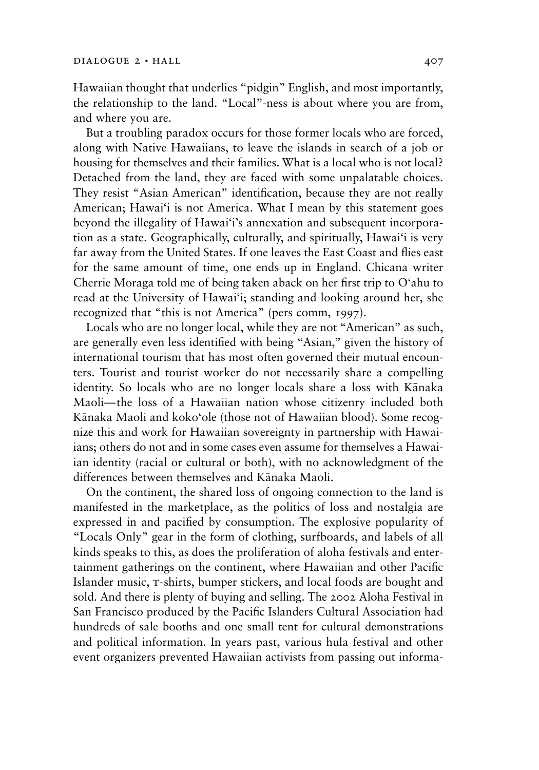Hawaiian thought that underlies "pidgin" English, and most importantly, the relationship to the land. "Local"-ness is about where you are from, and where you are.

But a troubling paradox occurs for those former locals who are forced, along with Native Hawaiians, to leave the islands in search of a job or housing for themselves and their families. What is a local who is not local? Detached from the land, they are faced with some unpalatable choices. They resist "Asian American" identification, because they are not really American; Hawai'i is not America. What I mean by this statement goes beyond the illegality of Hawai'i's annexation and subsequent incorporation as a state. Geographically, culturally, and spiritually, Hawai'i is very far away from the United States. If one leaves the East Coast and flies east for the same amount of time, one ends up in England. Chicana writer Cherrie Moraga told me of being taken aback on her first trip to O'ahu to read at the University of Hawai'i; standing and looking around her, she recognized that "this is not America" (pers comm, 1997).

Locals who are no longer local, while they are not "American" as such, are generally even less identified with being "Asian," given the history of international tourism that has most often governed their mutual encounters. Tourist and tourist worker do not necessarily share a compelling identity. So locals who are no longer locals share a loss with Kānaka Maoli—the loss of a Hawaiian nation whose citizenry included both Kānaka Maoli and koko'ole (those not of Hawaiian blood). Some recognize this and work for Hawaiian sovereignty in partnership with Hawaiians; others do not and in some cases even assume for themselves a Hawaiian identity (racial or cultural or both), with no acknowledgment of the differences between themselves and Kānaka Maoli.

On the continent, the shared loss of ongoing connection to the land is manifested in the marketplace, as the politics of loss and nostalgia are expressed in and pacified by consumption. The explosive popularity of "Locals Only" gear in the form of clothing, surfboards, and labels of all kinds speaks to this, as does the proliferation of aloha festivals and entertainment gatherings on the continent, where Hawaiian and other Pacific Islander music, T-shirts, bumper stickers, and local foods are bought and sold. And there is plenty of buying and selling. The 2002 Aloha Festival in San Francisco produced by the Pacific Islanders Cultural Association had hundreds of sale booths and one small tent for cultural demonstrations and political information. In years past, various hula festival and other event organizers prevented Hawaiian activists from passing out informa-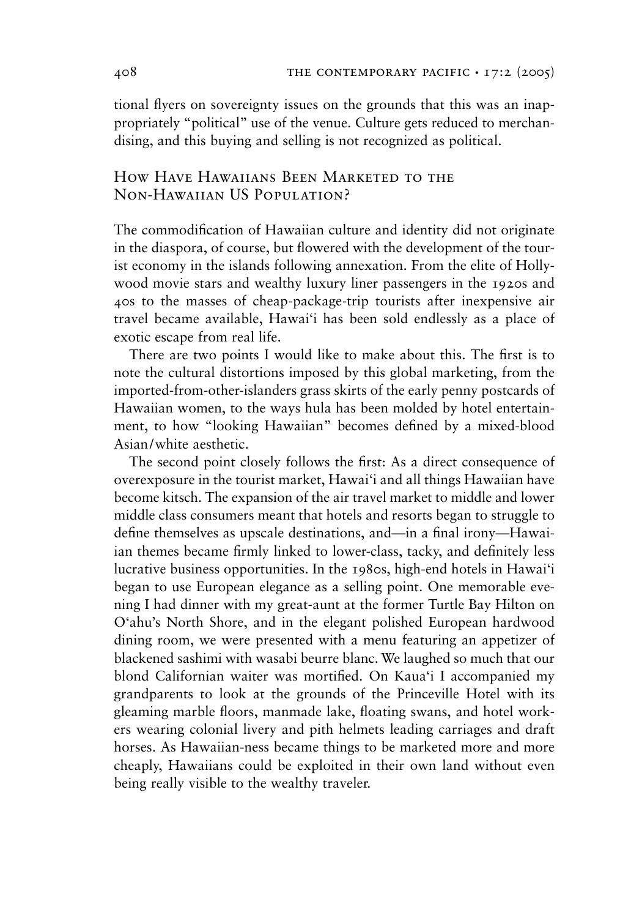tional flyers on sovereignty issues on the grounds that this was an inappropriately "political" use of the venue. Culture gets reduced to merchandising, and this buying and selling is not recognized as political.

## How Have Hawaiians Been Marketed to the Non-Hawaiian US Population?

The commodification of Hawaiian culture and identity did not originate in the diaspora, of course, but flowered with the development of the tourist economy in the islands following annexation. From the elite of Hollywood movie stars and wealthy luxury liner passengers in the 1920s and 40s to the masses of cheap-package-trip tourists after inexpensive air travel became available, Hawai'i has been sold endlessly as a place of exotic escape from real life.

There are two points I would like to make about this. The first is to note the cultural distortions imposed by this global marketing, from the imported-from-other-islanders grass skirts of the early penny postcards of Hawaiian women, to the ways hula has been molded by hotel entertainment, to how "looking Hawaiian" becomes defined by a mixed-blood Asian/white aesthetic.

The second point closely follows the first: As a direct consequence of overexposure in the tourist market, Hawai'i and all things Hawaiian have become kitsch. The expansion of the air travel market to middle and lower middle class consumers meant that hotels and resorts began to struggle to define themselves as upscale destinations, and—in a final irony—Hawaiian themes became firmly linked to lower-class, tacky, and definitely less lucrative business opportunities. In the 1980s, high-end hotels in Hawai'i began to use European elegance as a selling point. One memorable evening I had dinner with my great-aunt at the former Turtle Bay Hilton on O'ahu's North Shore, and in the elegant polished European hardwood dining room, we were presented with a menu featuring an appetizer of blackened sashimi with wasabi beurre blanc. We laughed so much that our blond Californian waiter was mortified. On Kaua'i I accompanied my grandparents to look at the grounds of the Princeville Hotel with its gleaming marble floors, manmade lake, floating swans, and hotel workers wearing colonial livery and pith helmets leading carriages and draft horses. As Hawaiian-ness became things to be marketed more and more cheaply, Hawaiians could be exploited in their own land without even being really visible to the wealthy traveler.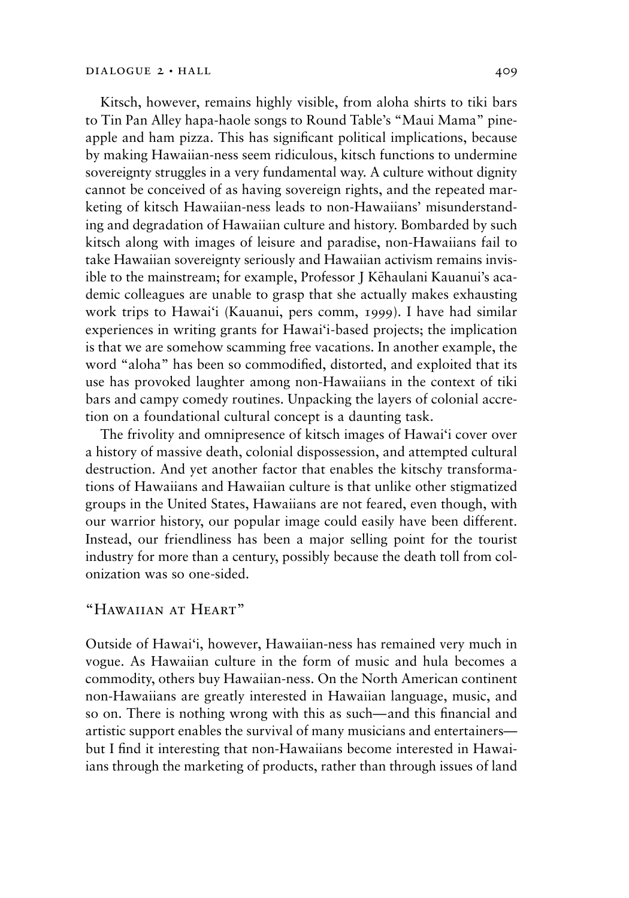Kitsch, however, remains highly visible, from aloha shirts to tiki bars to Tin Pan Alley hapa-haole songs to Round Table's "Maui Mama" pineapple and ham pizza. This has significant political implications, because by making Hawaiian-ness seem ridiculous, kitsch functions to undermine sovereignty struggles in a very fundamental way. A culture without dignity cannot be conceived of as having sovereign rights, and the repeated marketing of kitsch Hawaiian-ness leads to non-Hawaiians' misunderstanding and degradation of Hawaiian culture and history. Bombarded by such kitsch along with images of leisure and paradise, non-Hawaiians fail to take Hawaiian sovereignty seriously and Hawaiian activism remains invisible to the mainstream; for example, Professor J Kēhaulani Kauanui's academic colleagues are unable to grasp that she actually makes exhausting work trips to Hawai'i (Kauanui, pers comm, 1999). I have had similar experiences in writing grants for Hawai'i-based projects; the implication is that we are somehow scamming free vacations. In another example, the word "aloha" has been so commodified, distorted, and exploited that its use has provoked laughter among non-Hawaiians in the context of tiki bars and campy comedy routines. Unpacking the layers of colonial accretion on a foundational cultural concept is a daunting task.

The frivolity and omnipresence of kitsch images of Hawai'i cover over a history of massive death, colonial dispossession, and attempted cultural destruction. And yet another factor that enables the kitschy transformations of Hawaiians and Hawaiian culture is that unlike other stigmatized groups in the United States, Hawaiians are not feared, even though, with our warrior history, our popular image could easily have been different. Instead, our friendliness has been a major selling point for the tourist industry for more than a century, possibly because the death toll from colonization was so one-sided.

## "Hawaiian at Heart"

Outside of Hawai'i, however, Hawaiian-ness has remained very much in vogue. As Hawaiian culture in the form of music and hula becomes a commodity, others buy Hawaiian-ness. On the North American continent non-Hawaiians are greatly interested in Hawaiian language, music, and so on. There is nothing wrong with this as such—and this financial and artistic support enables the survival of many musicians and entertainers—but I find it interesting that non-Hawaiians become interested in Hawaiians through the marketing of products, rather than through issues of land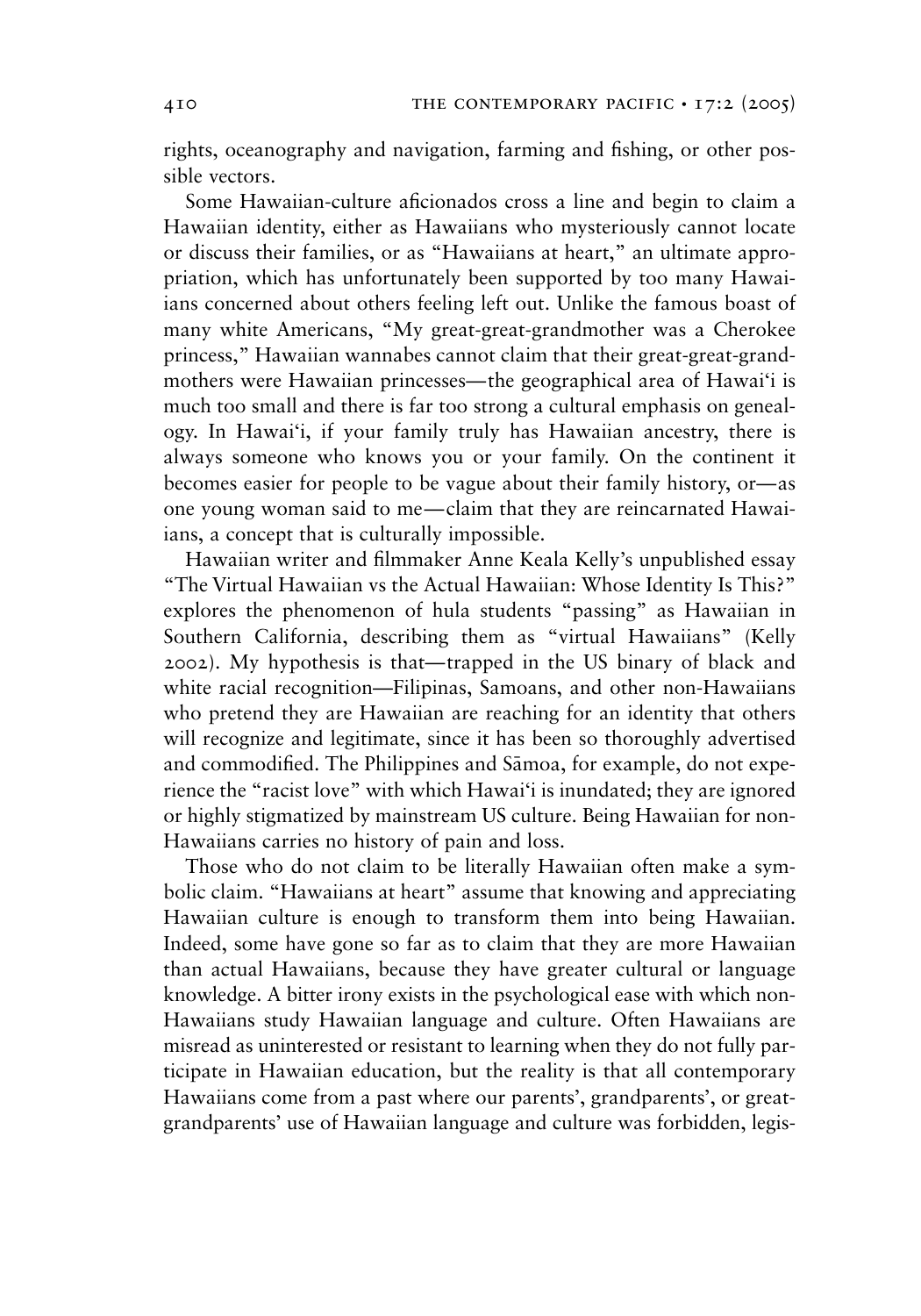rights, oceanography and navigation, farming and fishing, or other possible vectors.

Some Hawaiian-culture aficionados cross a line and begin to claim a Hawaiian identity, either as Hawaiians who mysteriously cannot locate or discuss their families, or as "Hawaiians at heart," an ultimate appropriation, which has unfortunately been supported by too many Hawaiians concerned about others feeling left out. Unlike the famous boast of many white Americans, "My great-great-grandmother was a Cherokee princess," Hawaiian wannabes cannot claim that their great-great-grandmothers were Hawaiian princesses—the geographical area of Hawai'i is much too small and there is far too strong a cultural emphasis on genealogy. In Hawai'i, if your family truly has Hawaiian ancestry, there is always someone who knows you or your family. On the continent it becomes easier for people to be vague about their family history, or—as one young woman said to me—claim that they are reincarnated Hawaiians, a concept that is culturally impossible.

Hawaiian writer and filmmaker Anne Keala Kelly's unpublished essay "The Virtual Hawaiian vs the Actual Hawaiian: Whose Identity Is This?" explores the phenomenon of hula students "passing" as Hawaiian in Southern California, describing them as "virtual Hawaiians" (Kelly 2002). My hypothesis is that—trapped in the US binary of black and white racial recognition—Filipinas, Samoans, and other non-Hawaiians who pretend they are Hawaiian are reaching for an identity that others will recognize and legitimate, since it has been so thoroughly advertised and commodified. The Philippines and Sāmoa, for example, do not experience the "racist love" with which Hawai'i is inundated; they are ignored or highly stigmatized by mainstream US culture. Being Hawaiian for non-Hawaiians carries no history of pain and loss.

Those who do not claim to be literally Hawaiian often make a symbolic claim. "Hawaiians at heart" assume that knowing and appreciating Hawaiian culture is enough to transform them into being Hawaiian. Indeed, some have gone so far as to claim that they are more Hawaiian than actual Hawaiians, because they have greater cultural or language knowledge. A bitter irony exists in the psychological ease with which non-Hawaiians study Hawaiian language and culture. Often Hawaiians are misread as uninterested or resistant to learning when they do not fully participate in Hawaiian education, but the reality is that all contemporary Hawaiians come from a past where our parents', grandparents', or great-grandparents' use of Hawaiian language and culture was forbidden, legis-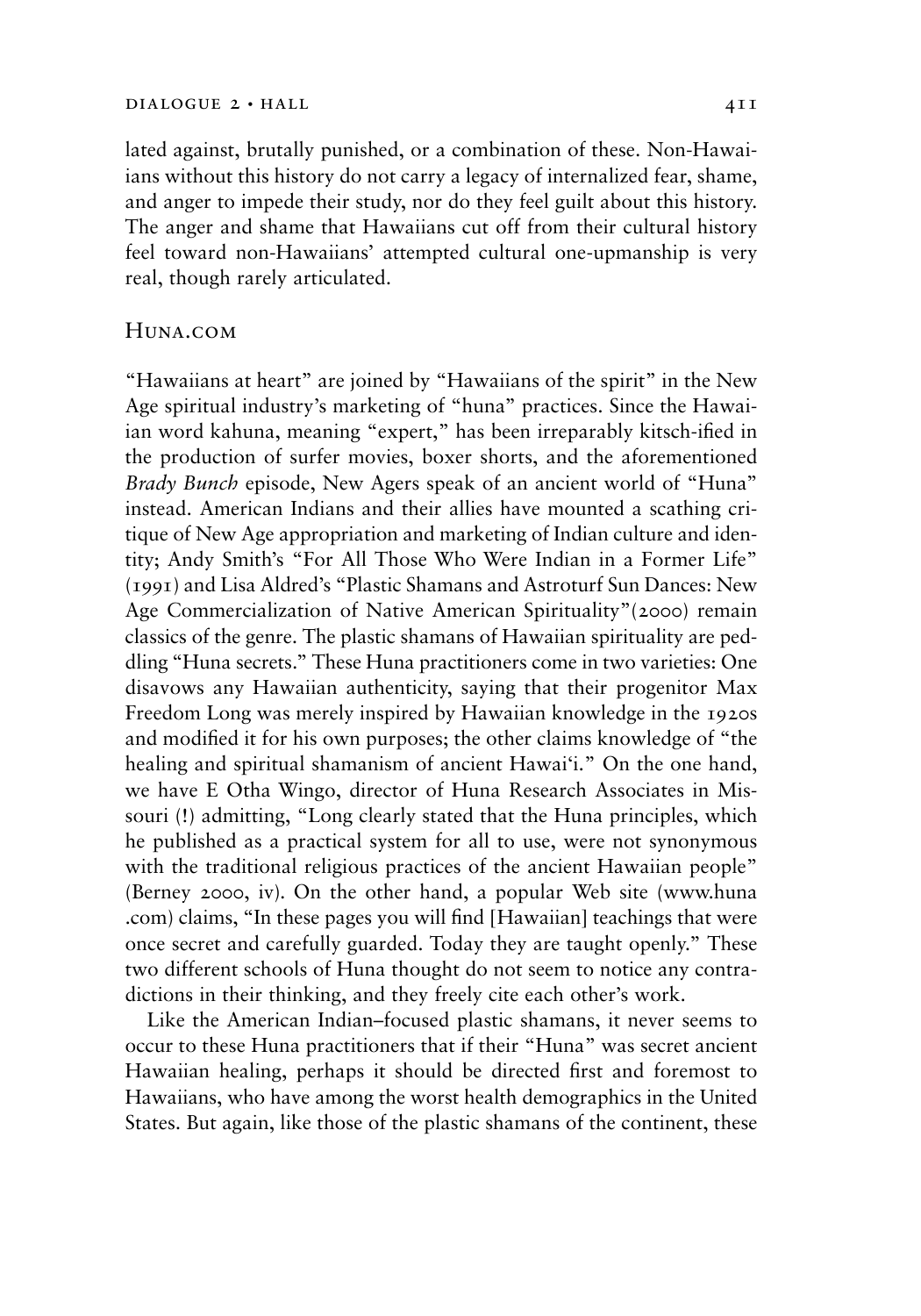lated against, brutally punished, or a combination of these. Non-Hawaiians without this history do not carry a legacy of internalized fear, shame, and anger to impede their study, nor do they feel guilt about this history. The anger and shame that Hawaiians cut off from their cultural history feel toward non-Hawaiians' attempted cultural one-upmanship is very real, though rarely articulated.

## Huna.com

"Hawaiians at heart" are joined by "Hawaiians of the spirit" in the New Age spiritual industry's marketing of "huna" practices. Since the Hawaiian word kahuna, meaning "expert," has been irreparably kitsch-ified in the production of surfer movies, boxer shorts, and the aforementioned *Brady Bunch* episode, New Agers speak of an ancient world of "Huna" instead. American Indians and their allies have mounted a scathing critique of New Age appropriation and marketing of Indian culture and identity; Andy Smith's "For All Those Who Were Indian in a Former Life" (1991) and Lisa Aldred's "Plastic Shamans and Astroturf Sun Dances: New Age Commercialization of Native American Spirituality"(2000) remain classics of the genre. The plastic shamans of Hawaiian spirituality are peddling "Huna secrets." These Huna practitioners come in two varieties: One disavows any Hawaiian authenticity, saying that their progenitor Max Freedom Long was merely inspired by Hawaiian knowledge in the 1920s and modified it for his own purposes; the other claims knowledge of "the healing and spiritual shamanism of ancient Hawai'i." On the one hand, we have E Otha Wingo, director of Huna Research Associates in Missouri (!) admitting, "Long clearly stated that the Huna principles, which he published as a practical system for all to use, were not synonymous with the traditional religious practices of the ancient Hawaiian people" (Berney 2000, iv). On the other hand, a popular Web site (www.huna.com) claims, "In these pages you will find [Hawaiian] teachings that were once secret and carefully guarded. Today they are taught openly." These two different schools of Huna thought do not seem to notice any contradictions in their thinking, and they freely cite each other's work.

Like the American Indian–focused plastic shamans, it never seems to occur to these Huna practitioners that if their "Huna" was secret ancient Hawaiian healing, perhaps it should be directed first and foremost to Hawaiians, who have among the worst health demographics in the United States. But again, like those of the plastic shamans of the continent, these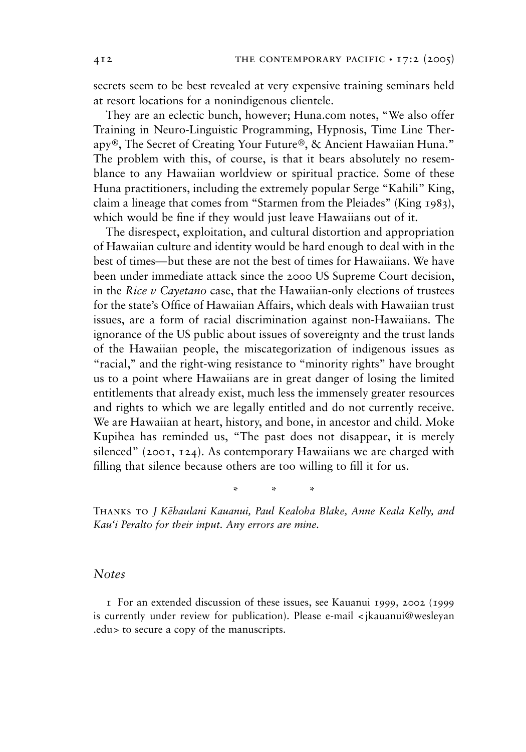secrets seem to be best revealed at very expensive training seminars held at resort locations for a nonindigenous clientele.

They are an eclectic bunch, however; Huna.com notes, "We also offer Training in Neuro-Linguistic Programming, Hypnosis, Time Line Therapy®, The Secret of Creating Your Future®, & Ancient Hawaiian Huna." The problem with this, of course, is that it bears absolutely no resemblance to any Hawaiian worldview or spiritual practice. Some of these Huna practitioners, including the extremely popular Serge "Kahili" King, claim a lineage that comes from "Starmen from the Pleiades" (King 1983), which would be fine if they would just leave Hawaiians out of it.

The disrespect, exploitation, and cultural distortion and appropriation of Hawaiian culture and identity would be hard enough to deal with in the best of times—but these are not the best of times for Hawaiians. We have been under immediate attack since the 2000 US Supreme Court decision, in the *Rice v Cayetano* case, that the Hawaiian-only elections of trustees for the state's Office of Hawaiian Affairs, which deals with Hawaiian trust issues, are a form of racial discrimination against non-Hawaiians. The ignorance of the US public about issues of sovereignty and the trust lands of the Hawaiian people, the miscategorization of indigenous issues as "racial," and the right-wing resistance to "minority rights" have brought us to a point where Hawaiians are in great danger of losing the limited entitlements that already exist, much less the immensely greater resources and rights to which we are legally entitled and do not currently receive. We are Hawaiian at heart, history, and bone, in ancestor and child. Moke Kupihea has reminded us, "The past does not disappear, it is merely silenced" (2001, 124). As contemporary Hawaiians we are charged with filling that silence because others are too willing to fill it for us.

\* \* \*

Thanks to *J Kēhaulani Kauanui, Paul Kealoha Blake, Anne Keala Kelly, and Kau'i Peralto for their input. Any errors are mine.*

## *Notes*

1 For an extended discussion of these issues, see Kauanui 1999, 2002 (1999 is currently under review for publication). Please e-mail <jkauanui@wesleyan.edu> to secure a copy of the manuscripts.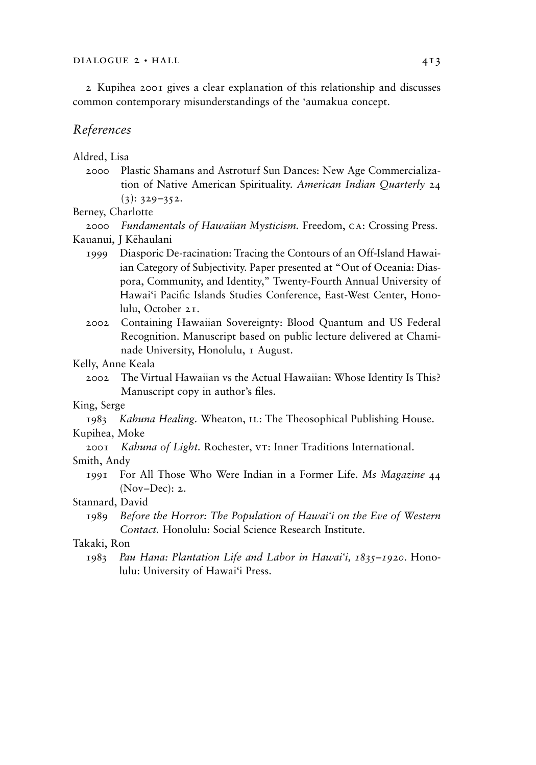2 Kupihea 2001 gives a clear explanation of this relationship and discusses common contemporary misunderstandings of the ‘aumakua concept.

## *References*

Aldred, Lisa

2000 Plastic Shamans and Astroturf Sun Dances: New Age Commercialization of Native American Spirituality. *American Indian Quarterly* 24 (3): 329–352.

Berney, Charlotte

2000 *Fundamentals of Hawaiian Mysticism*. Freedom, CA: Crossing Press.

Kauanui, J Kēhaulani

1999 Diasporic De-racination: Tracing the Contours of an Off-Island Hawaiian Category of Subjectivity. Paper presented at “Out of Oceania: Diaspora, Community, and Identity,” Twenty-Fourth Annual University of Hawai‘i Pacific Islands Studies Conference, East-West Center, Honolulu, October 21.

2002 Containing Hawaiian Sovereignty: Blood Quantum and US Federal Recognition. Manuscript based on public lecture delivered at Chaminade University, Honolulu, 1 August.

Kelly, Anne Keala

2002 The Virtual Hawaiian vs the Actual Hawaiian: Whose Identity Is This? Manuscript copy in author’s files.

King, Serge

1983 *Kahuna Healing*. Wheaton, IL: The Theosophical Publishing House.

Kupihea, Moke

2001 *Kahuna of Light*. Rochester, VT: Inner Traditions International.

Smith, Andy

1991 For All Those Who Were Indian in a Former Life. *Ms Magazine* 44 (Nov–Dec): 2.

Stannard, David

1989 *Before the Horror: The Population of Hawai‘i on the Eve of Western Contact*. Honolulu: Social Science Research Institute.

Takaki, Ron

1983 *Pau Hana: Plantation Life and Labor in Hawai‘i, 1835–1920*. Honolulu: University of Hawai‘i Press.